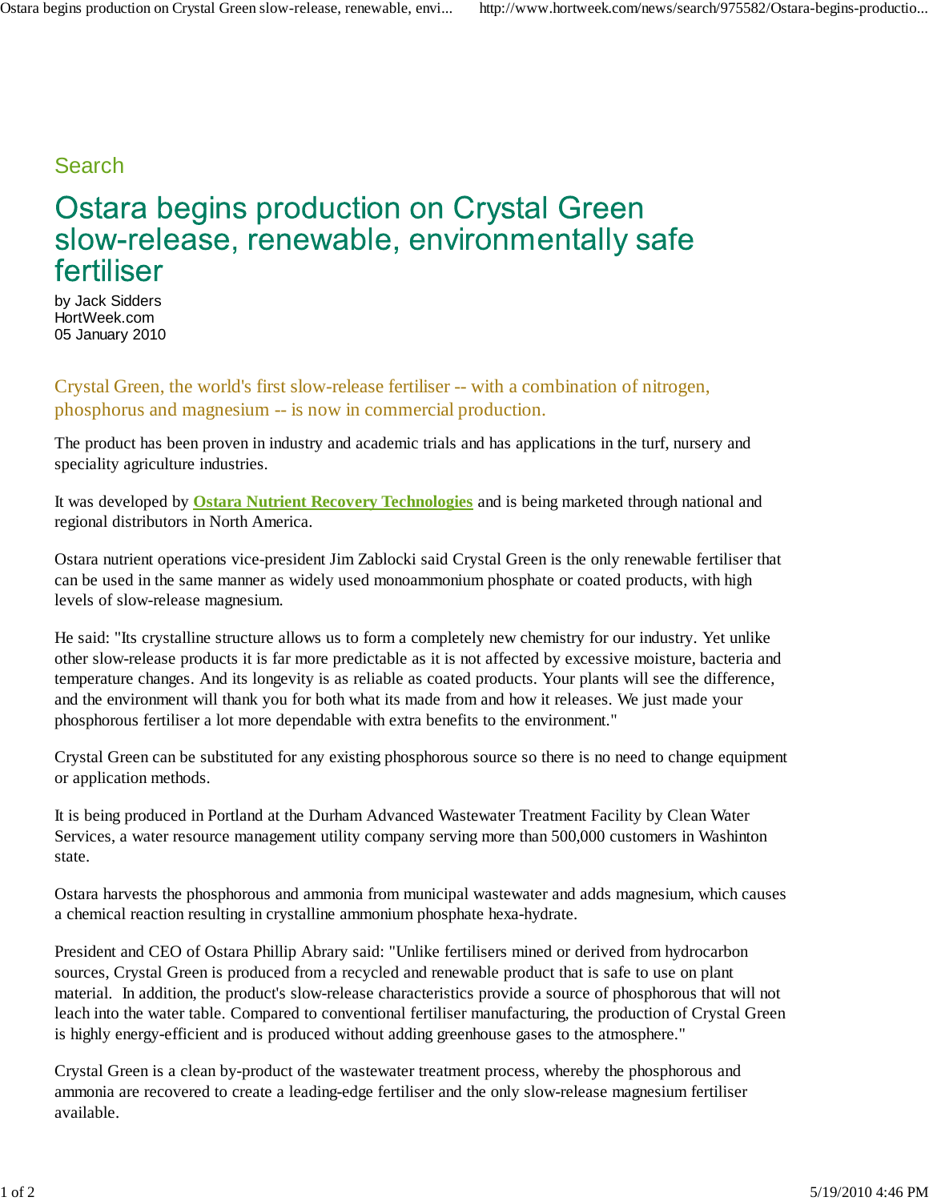Search

# Ostara begins production on Crystal Green slow-release, renewable, environmentally safe fertiliser

by Jack Sidders
HortWeek.com
05 January 2010

Crystal Green, the world's first slow-release fertiliser -- with a combination of nitrogen, phosphorus and magnesium -- is now in commercial production.

The product has been proven in industry and academic trials and has applications in the turf, nursery and speciality agriculture industries.

It was developed by **Ostara Nutrient Recovery Technologies** and is being marketed through national and regional distributors in North America.

Ostara nutrient operations vice-president Jim Zablocki said Crystal Green is the only renewable fertiliser that can be used in the same manner as widely used monoammonium phosphate or coated products, with high levels of slow-release magnesium.

He said: "Its crystalline structure allows us to form a completely new chemistry for our industry. Yet unlike other slow-release products it is far more predictable as it is not affected by excessive moisture, bacteria and temperature changes. And its longevity is as reliable as coated products. Your plants will see the difference, and the environment will thank you for both what its made from and how it releases. We just made your phosphorous fertiliser a lot more dependable with extra benefits to the environment."

Crystal Green can be substituted for any existing phosphorous source so there is no need to change equipment or application methods.

It is being produced in Portland at the Durham Advanced Wastewater Treatment Facility by Clean Water Services, a water resource management utility company serving more than 500,000 customers in Washinton state.

Ostara harvests the phosphorous and ammonia from municipal wastewater and adds magnesium, which causes a chemical reaction resulting in crystalline ammonium phosphate hexa-hydrate.

President and CEO of Ostara Phillip Abrary said: "Unlike fertilisers mined or derived from hydrocarbon sources, Crystal Green is produced from a recycled and renewable product that is safe to use on plant material. In addition, the product's slow-release characteristics provide a source of phosphorous that will not leach into the water table. Compared to conventional fertiliser manufacturing, the production of Crystal Green is highly energy-efficient and is produced without adding greenhouse gases to the atmosphere."

Crystal Green is a clean by-product of the wastewater treatment process, whereby the phosphorous and ammonia are recovered to create a leading-edge fertiliser and the only slow-release magnesium fertiliser available.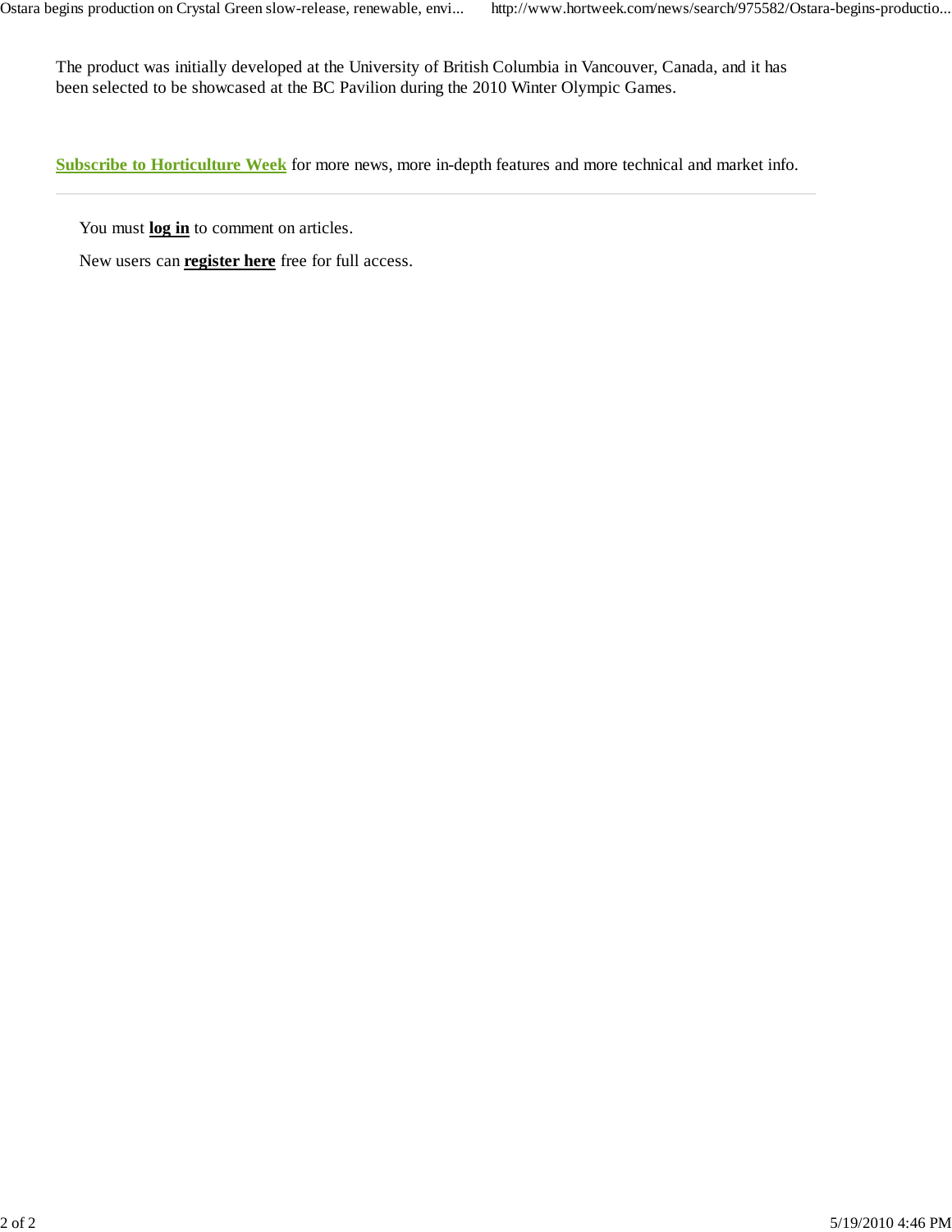The product was initially developed at the University of British Columbia in Vancouver, Canada, and it has been selected to be showcased at the BC Pavilion during the 2010 Winter Olympic Games.

**Subscribe to Horticulture Week** for more news, more in-depth features and more technical and market info.

---

You must **log in** to comment on articles.

New users can **register here** free for full access.